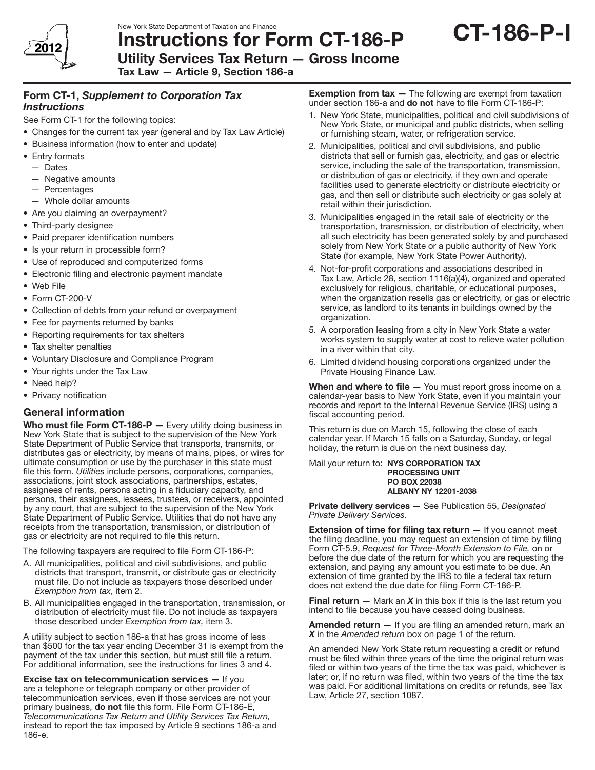New York State Department of Taxation and Finance

# Instructions for Form CT-186-P

**CT-186-P-I**

2012

## Utility Services Tax Return — Gross Income

**Tax Law — Article 9, Section 186-a**

### Form CT-1, *Supplement to Corporation Tax Instructions*

See Form CT-1 for the following topics:

- Changes for the current tax year (general and by Tax Law Article)
- Business information (how to enter and update)
- Entry formats
  - — Dates
  - — Negative amounts
  - — Percentages
  - — Whole dollar amounts
- Are you claiming an overpayment?
- Third-party designee
- Paid preparer identification numbers
- Is your return in processible form?
- Use of reproduced and computerized forms
- Electronic filing and electronic payment mandate
- Web File
- Form CT-200-V
- Collection of debts from your refund or overpayment
- Fee for payments returned by banks
- Reporting requirements for tax shelters
- Tax shelter penalties
- Voluntary Disclosure and Compliance Program
- Your rights under the Tax Law
- Need help?
- Privacy notification

### General information

**Who must file Form CT-186-P —** Every utility doing business in New York State that is subject to the supervision of the New York State Department of Public Service that transports, transmits, or distributes gas or electricity, by means of mains, pipes, or wires for ultimate consumption or use by the purchaser in this state must file this form. *Utilities* include persons, corporations, companies, associations, joint stock associations, partnerships, estates, assignees of rents, persons acting in a fiduciary capacity, and persons, their assignees, lessees, trustees, or receivers, appointed by any court, that are subject to the supervision of the New York State Department of Public Service. Utilities that do not have any receipts from the transportation, transmission, or distribution of gas or electricity are not required to file this return.

The following taxpayers are required to file Form CT-186-P:

A. All municipalities, political and civil subdivisions, and public districts that transport, transmit, or distribute gas or electricity must file. Do not include as taxpayers those described under *Exemption from tax*, item 2.

B. All municipalities engaged in the transportation, transmission, or distribution of electricity must file. Do not include as taxpayers those described under *Exemption from tax,* item 3.

A utility subject to section 186-a that has gross income of less than $500 for the tax year ending December 31 is exempt from the payment of the tax under this section, but must still file a return. For additional information, see the instructions for lines 3 and 4.

**Excise tax on telecommunication services —** If you are a telephone or telegraph company or other provider of telecommunication services, even if those services are not your primary business, **do not** file this form. File Form CT-186-E, *Telecommunications Tax Return and Utility Services Tax Return,* instead to report the tax imposed by Article 9 sections 186-a and 186-e.

**Exemption from tax —** The following are exempt from taxation under section 186-a and **do not** have to file Form CT-186-P:

1. New York State, municipalities, political and civil subdivisions of New York State, or municipal and public districts, when selling or furnishing steam, water, or refrigeration service.
2. Municipalities, political and civil subdivisions, and public districts that sell or furnish gas, electricity, and gas or electric service, including the sale of the transportation, transmission, or distribution of gas or electricity, if they own and operate facilities used to generate electricity or distribute electricity or gas, and then sell or distribute such electricity or gas solely at retail within their jurisdiction.
3. Municipalities engaged in the retail sale of electricity or the transportation, transmission, or distribution of electricity, when all such electricity has been generated solely by and purchased solely from New York State or a public authority of New York State (for example, New York State Power Authority).
4. Not-for-profit corporations and associations described in Tax Law, Article 28, section 1116(a)(4), organized and operated exclusively for religious, charitable, or educational purposes, when the organization resells gas or electricity, or gas or electric service, as landlord to its tenants in buildings owned by the organization.
5. A corporation leasing from a city in New York State a water works system to supply water at cost to relieve water pollution in a river within that city.
6. Limited dividend housing corporations organized under the Private Housing Finance Law.

**When and where to file —** You must report gross income on a calendar-year basis to New York State, even if you maintain your records and report to the Internal Revenue Service (IRS) using a fiscal accounting period.

This return is due on March 15, following the close of each calendar year. If March 15 falls on a Saturday, Sunday, or legal holiday, the return is due on the next business day.

Mail your return to: **NYS CORPORATION TAX PROCESSING UNIT PO BOX 22038 ALBANY NY 12201-2038**

**Private delivery services —** See Publication 55, *Designated Private Delivery Services.*

**Extension of time for filing tax return —** If you cannot meet the filing deadline, you may request an extension of time by filing Form CT-5.9, *Request for Three-Month Extension to File,* on or before the due date of the return for which you are requesting the extension, and paying any amount you estimate to be due. An extension of time granted by the IRS to file a federal tax return does not extend the due date for filing Form CT-186-P.

**Final return —** Mark an ***X*** in this box if this is the last return you intend to file because you have ceased doing business.

**Amended return —** If you are filing an amended return, mark an ***X*** in the *Amended return* box on page 1 of the return.

An amended New York State return requesting a credit or refund must be filed within three years of the time the original return was filed or within two years of the time the tax was paid, whichever is later; or, if no return was filed, within two years of the time the tax was paid. For additional limitations on credits or refunds, see Tax Law, Article 27, section 1087.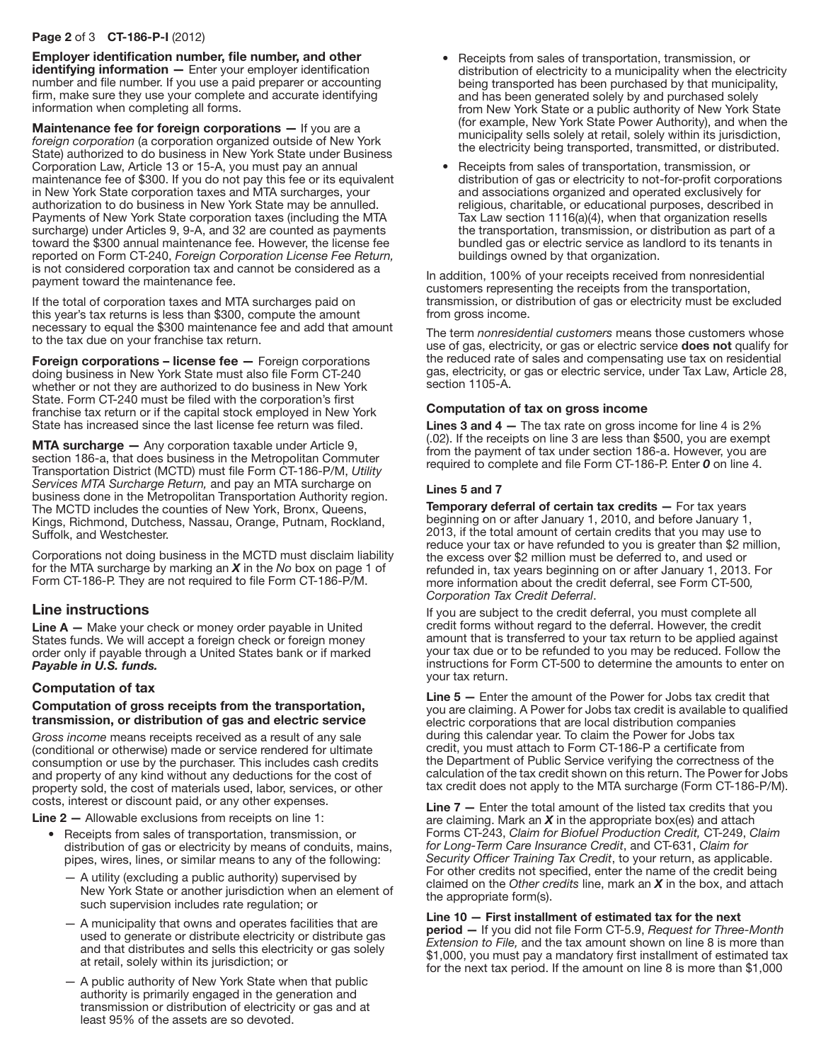**Employer identification number, file number, and other identifying information —** Enter your employer identification number and file number. If you use a paid preparer or accounting firm, make sure they use your complete and accurate identifying information when completing all forms.

**Maintenance fee for foreign corporations —** If you are a *foreign corporation* (a corporation organized outside of New York State) authorized to do business in New York State under Business Corporation Law, Article 13 or 15-A, you must pay an annual maintenance fee of $300. If you do not pay this fee or its equivalent in New York State corporation taxes and MTA surcharges, your authorization to do business in New York State may be annulled. Payments of New York State corporation taxes (including the MTA surcharge) under Articles 9, 9-A, and 32 are counted as payments toward the $300 annual maintenance fee. However, the license fee reported on Form CT-240, *Foreign Corporation License Fee Return,* is not considered corporation tax and cannot be considered as a payment toward the maintenance fee.

If the total of corporation taxes and MTA surcharges paid on this year's tax returns is less than $300, compute the amount necessary to equal the $300 maintenance fee and add that amount to the tax due on your franchise tax return.

**Foreign corporations – license fee —** Foreign corporations doing business in New York State must also file Form CT-240 whether or not they are authorized to do business in New York State. Form CT-240 must be filed with the corporation's first franchise tax return or if the capital stock employed in New York State has increased since the last license fee return was filed.

**MTA surcharge —** Any corporation taxable under Article 9, section 186-a, that does business in the Metropolitan Commuter Transportation District (MCTD) must file Form CT-186-P/M, *Utility Services MTA Surcharge Return,* and pay an MTA surcharge on business done in the Metropolitan Transportation Authority region. The MCTD includes the counties of New York, Bronx, Queens, Kings, Richmond, Dutchess, Nassau, Orange, Putnam, Rockland, Suffolk, and Westchester.

Corporations not doing business in the MCTD must disclaim liability for the MTA surcharge by marking an ***X*** in the *No* box on page 1 of Form CT-186-P. They are not required to file Form CT-186-P/M.

## Line instructions

**Line A —** Make your check or money order payable in United States funds. We will accept a foreign check or foreign money order only if payable through a United States bank or if marked ***Payable in U.S. funds.***

### Computation of tax

#### Computation of gross receipts from the transportation, transmission, or distribution of gas and electric service

*Gross income* means receipts received as a result of any sale (conditional or otherwise) made or service rendered for ultimate consumption or use by the purchaser. This includes cash credits and property of any kind without any deductions for the cost of property sold, the cost of materials used, labor, services, or other costs, interest or discount paid, or any other expenses.

**Line 2 —** Allowable exclusions from receipts on line 1:

- Receipts from sales of transportation, transmission, or distribution of gas or electricity by means of conduits, mains, pipes, wires, lines, or similar means to any of the following:
  - A utility (excluding a public authority) supervised by New York State or another jurisdiction when an element of such supervision includes rate regulation; or
  - A municipality that owns and operates facilities that are used to generate or distribute electricity or distribute gas and that distributes and sells this electricity or gas solely at retail, solely within its jurisdiction; or
  - A public authority of New York State when that public authority is primarily engaged in the generation and transmission or distribution of electricity or gas and at least 95% of the assets are so devoted.
- Receipts from sales of transportation, transmission, or distribution of electricity to a municipality when the electricity being transported has been purchased by that municipality, and has been generated solely by and purchased solely from New York State or a public authority of New York State (for example, New York State Power Authority), and when the municipality sells solely at retail, solely within its jurisdiction, the electricity being transported, transmitted, or distributed.
- Receipts from sales of transportation, transmission, or distribution of gas or electricity to not-for-profit corporations and associations organized and operated exclusively for religious, charitable, or educational purposes, described in Tax Law section 1116(a)(4), when that organization resells the transportation, transmission, or distribution as part of a bundled gas or electric service as landlord to its tenants in buildings owned by that organization.

In addition, 100% of your receipts received from nonresidential customers representing the receipts from the transportation, transmission, or distribution of gas or electricity must be excluded from gross income.

The term *nonresidential customers* means those customers whose use of gas, electricity, or gas or electric service **does not** qualify for the reduced rate of sales and compensating use tax on residential gas, electricity, or gas or electric service, under Tax Law, Article 28, section 1105-A.

#### Computation of tax on gross income

**Lines 3 and 4 —** The tax rate on gross income for line 4 is 2% (.02). If the receipts on line 3 are less than $500, you are exempt from the payment of tax under section 186-a. However, you are required to complete and file Form CT-186-P. Enter ***0*** on line 4.

#### Lines 5 and 7

**Temporary deferral of certain tax credits —** For tax years beginning on or after January 1, 2010, and before January 1, 2013, if the total amount of certain credits that you may use to reduce your tax or have refunded to you is greater than $2 million, the excess over $2 million must be deferred to, and used or refunded in, tax years beginning on or after January 1, 2013. For more information about the credit deferral, see Form CT-500*, Corporation Tax Credit Deferral*.

If you are subject to the credit deferral, you must complete all credit forms without regard to the deferral. However, the credit amount that is transferred to your tax return to be applied against your tax due or to be refunded to you may be reduced. Follow the instructions for Form CT-500 to determine the amounts to enter on your tax return.

**Line 5 —** Enter the amount of the Power for Jobs tax credit that you are claiming. A Power for Jobs tax credit is available to qualified electric corporations that are local distribution companies during this calendar year. To claim the Power for Jobs tax credit, you must attach to Form CT-186-P a certificate from the Department of Public Service verifying the correctness of the calculation of the tax credit shown on this return. The Power for Jobs tax credit does not apply to the MTA surcharge (Form CT-186-P/M).

**Line 7 —** Enter the total amount of the listed tax credits that you are claiming. Mark an ***X*** in the appropriate box(es) and attach Forms CT-243, *Claim for Biofuel Production Credit,* CT-249, *Claim for Long-Term Care Insurance Credit*, and CT-631, *Claim for Security Officer Training Tax Credit*, to your return, as applicable. For other credits not specified, enter the name of the credit being claimed on the *Other credits* line, mark an ***X*** in the box, and attach the appropriate form(s).

**Line 10 — First installment of estimated tax for the next period —** If you did not file Form CT-5.9, *Request for Three-Month Extension to File,* and the tax amount shown on line 8 is more than $1,000, you must pay a mandatory first installment of estimated tax for the next tax period. If the amount on line 8 is more than $1,000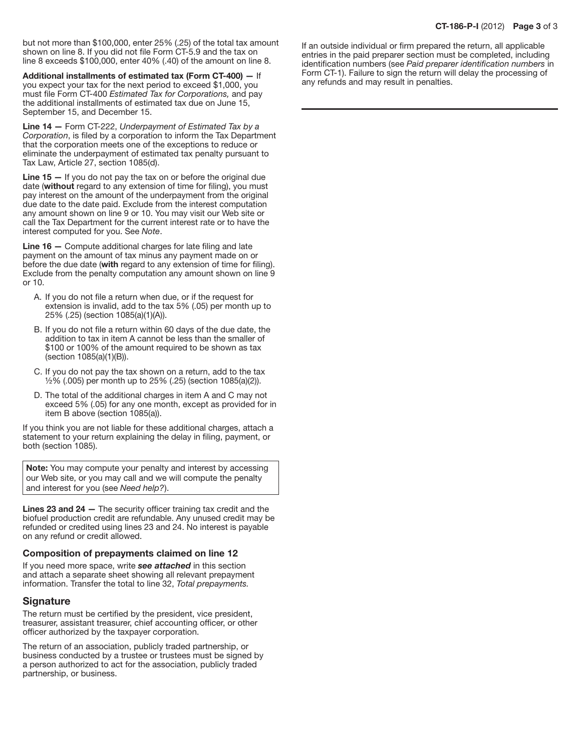but not more than $100,000, enter 25% (.25) of the total tax amount shown on line 8. If you did not file Form CT-5.9 and the tax on line 8 exceeds $100,000, enter 40% (.40) of the amount on line 8.

**Additional installments of estimated tax (Form CT-400) —** If you expect your tax for the next period to exceed $1,000, you must file Form CT-400 *Estimated Tax for Corporations,* and pay the additional installments of estimated tax due on June 15, September 15, and December 15.

**Line 14 —** Form CT-222, *Underpayment of Estimated Tax by a Corporation*, is filed by a corporation to inform the Tax Department that the corporation meets one of the exceptions to reduce or eliminate the underpayment of estimated tax penalty pursuant to Tax Law, Article 27, section 1085(d).

**Line 15 —** If you do not pay the tax on or before the original due date (**without** regard to any extension of time for filing), you must pay interest on the amount of the underpayment from the original due date to the date paid. Exclude from the interest computation any amount shown on line 9 or 10. You may visit our Web site or call the Tax Department for the current interest rate or to have the interest computed for you. See *Note*.

**Line 16 —** Compute additional charges for late filing and late payment on the amount of tax minus any payment made on or before the due date (**with** regard to any extension of time for filing). Exclude from the penalty computation any amount shown on line 9 or 10.

A. If you do not file a return when due, or if the request for extension is invalid, add to the tax 5% (.05) per month up to 25% (.25) (section 1085(a)(1)(A)).

B. If you do not file a return within 60 days of the due date, the addition to tax in item A cannot be less than the smaller of $100 or 100% of the amount required to be shown as tax (section 1085(a)(1)(B)).

C. If you do not pay the tax shown on a return, add to the tax ½% (.005) per month up to 25% (.25) (section 1085(a)(2)).

D. The total of the additional charges in item A and C may not exceed 5% (.05) for any one month, except as provided for in item B above (section 1085(a)).

If you think you are not liable for these additional charges, attach a statement to your return explaining the delay in filing, payment, or both (section 1085).

**Note:** You may compute your penalty and interest by accessing our Web site, or you may call and we will compute the penalty and interest for you (see *Need help?*).

**Lines 23 and 24 —** The security officer training tax credit and the biofuel production credit are refundable. Any unused credit may be refunded or credited using lines 23 and 24. No interest is payable on any refund or credit allowed.

### Composition of prepayments claimed on line 12

If you need more space, write ***see attached*** in this section and attach a separate sheet showing all relevant prepayment information. Transfer the total to line 32, *Total prepayments.*

## Signature

The return must be certified by the president, vice president, treasurer, assistant treasurer, chief accounting officer, or other officer authorized by the taxpayer corporation.

The return of an association, publicly traded partnership, or business conducted by a trustee or trustees must be signed by a person authorized to act for the association, publicly traded partnership, or business.

If an outside individual or firm prepared the return, all applicable entries in the paid preparer section must be completed, including identification numbers (see *Paid preparer identification numbers* in Form CT-1). Failure to sign the return will delay the processing of any refunds and may result in penalties.